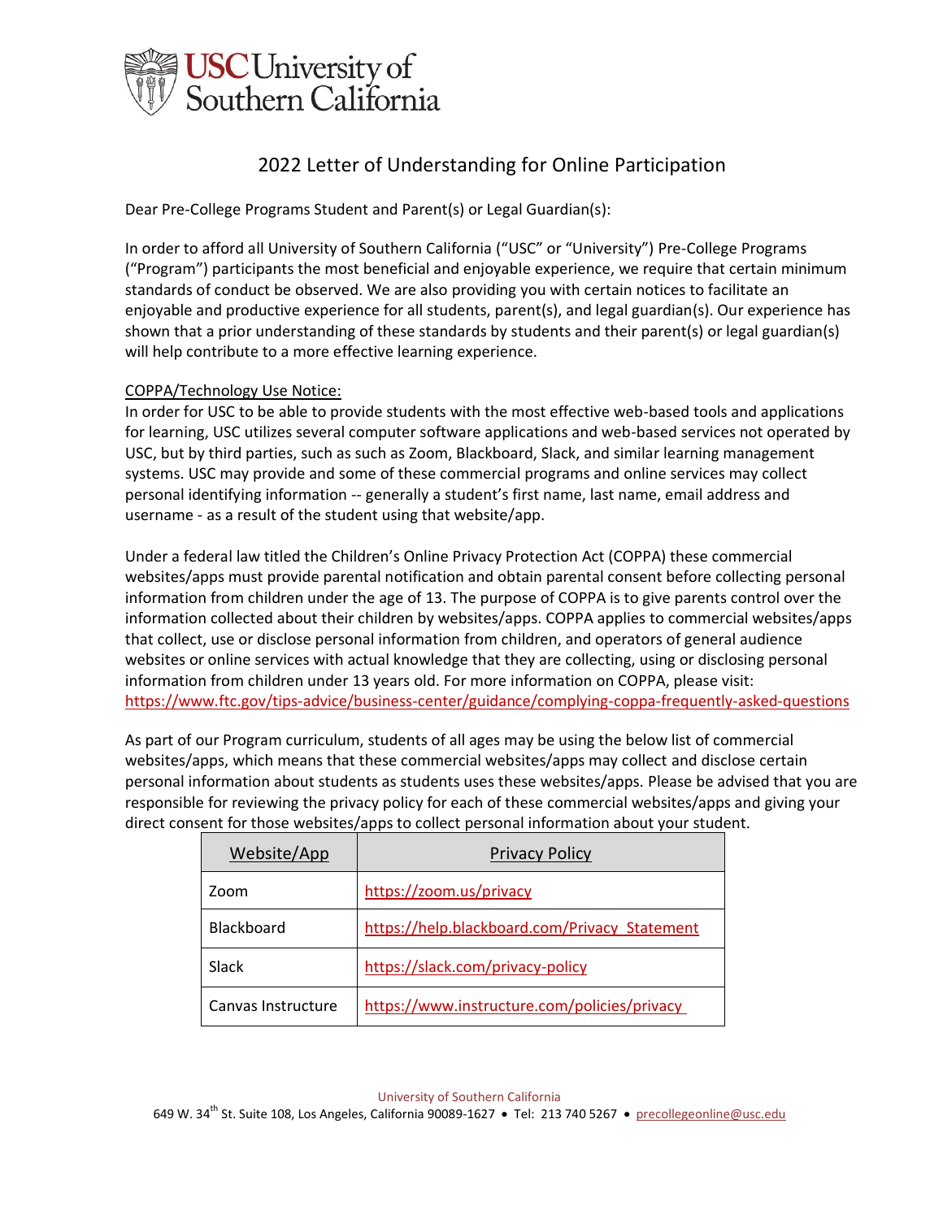USC University of Southern California

# 2022 Letter of Understanding for Online Participation

Dear Pre-College Programs Student and Parent(s) or Legal Guardian(s):

In order to afford all University of Southern California ("USC" or "University") Pre-College Programs ("Program") participants the most beneficial and enjoyable experience, we require that certain minimum standards of conduct be observed. We are also providing you with certain notices to facilitate an enjoyable and productive experience for all students, parent(s), and legal guardian(s). Our experience has shown that a prior understanding of these standards by students and their parent(s) or legal guardian(s) will help contribute to a more effective learning experience.

COPPA/Technology Use Notice:

In order for USC to be able to provide students with the most effective web-based tools and applications for learning, USC utilizes several computer software applications and web-based services not operated by USC, but by third parties, such as such as Zoom, Blackboard, Slack, and similar learning management systems. USC may provide and some of these commercial programs and online services may collect personal identifying information -- generally a student's first name, last name, email address and username - as a result of the student using that website/app.

Under a federal law titled the Children's Online Privacy Protection Act (COPPA) these commercial websites/apps must provide parental notification and obtain parental consent before collecting personal information from children under the age of 13. The purpose of COPPA is to give parents control over the information collected about their children by websites/apps. COPPA applies to commercial websites/apps that collect, use or disclose personal information from children, and operators of general audience websites or online services with actual knowledge that they are collecting, using or disclosing personal information from children under 13 years old. For more information on COPPA, please visit: https://www.ftc.gov/tips-advice/business-center/guidance/complying-coppa-frequently-asked-questions

As part of our Program curriculum, students of all ages may be using the below list of commercial websites/apps, which means that these commercial websites/apps may collect and disclose certain personal information about students as students uses these websites/apps. Please be advised that you are responsible for reviewing the privacy policy for each of these commercial websites/apps and giving your direct consent for those websites/apps to collect personal information about your student.

| Website/App | Privacy Policy |
| --- | --- |
| Zoom | https://zoom.us/privacy |
| Blackboard | https://help.blackboard.com/Privacy_Statement |
| Slack | https://slack.com/privacy-policy |
| Canvas Instructure | https://www.instructure.com/policies/privacy |

University of Southern California
649 W. 34th St. Suite 108, Los Angeles, California 90089-1627 • Tel: 213 740 5267 • precollegeonline@usc.edu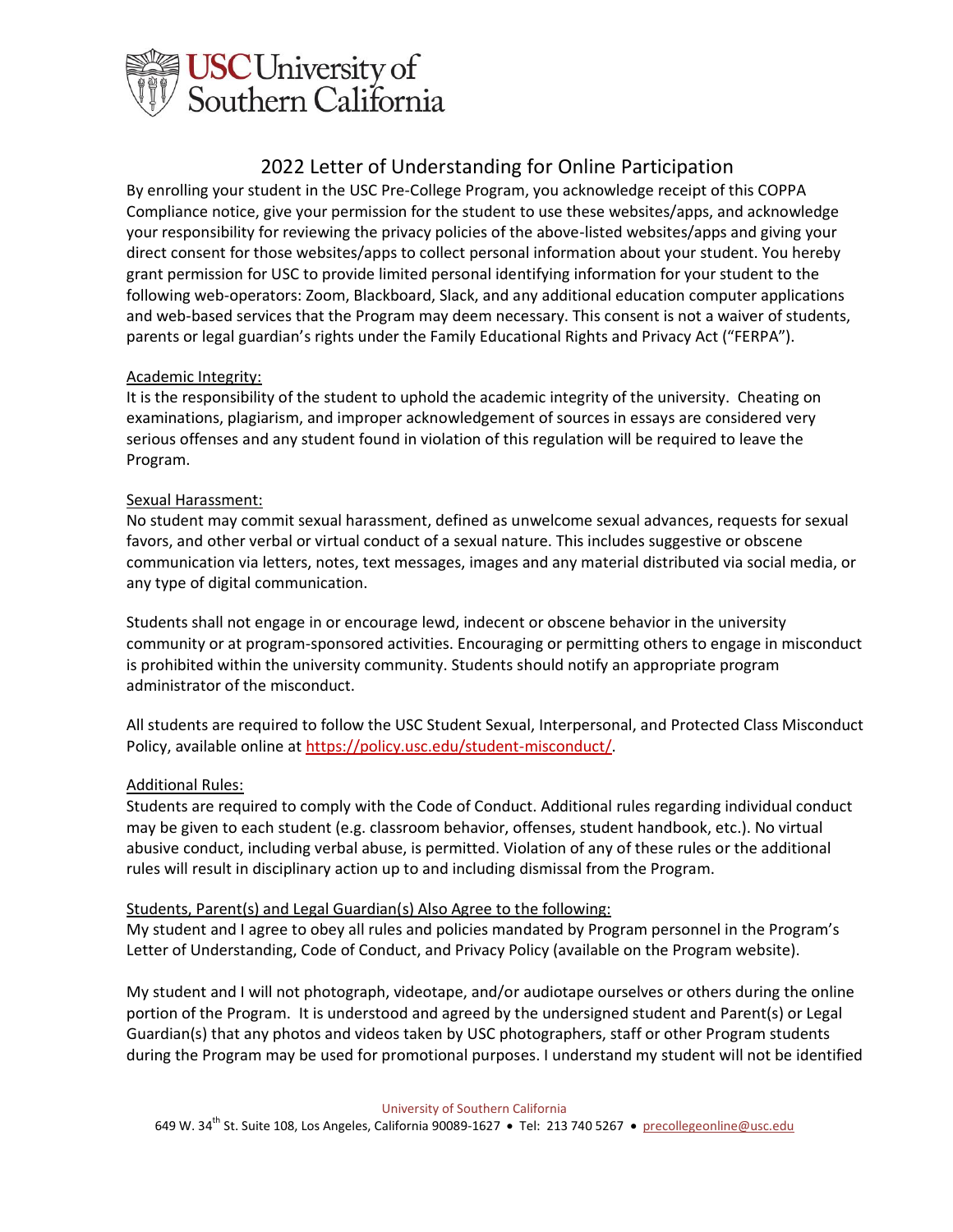## 2022 Letter of Understanding for Online Participation

By enrolling your student in the USC Pre-College Program, you acknowledge receipt of this COPPA Compliance notice, give your permission for the student to use these websites/apps, and acknowledge your responsibility for reviewing the privacy policies of the above-listed websites/apps and giving your direct consent for those websites/apps to collect personal information about your student. You hereby grant permission for USC to provide limited personal identifying information for your student to the following web-operators: Zoom, Blackboard, Slack, and any additional education computer applications and web-based services that the Program may deem necessary. This consent is not a waiver of students, parents or legal guardian's rights under the Family Educational Rights and Privacy Act ("FERPA").

<u>Academic Integrity:</u>
It is the responsibility of the student to uphold the academic integrity of the university. Cheating on examinations, plagiarism, and improper acknowledgement of sources in essays are considered very serious offenses and any student found in violation of this regulation will be required to leave the Program.

<u>Sexual Harassment:</u>
No student may commit sexual harassment, defined as unwelcome sexual advances, requests for sexual favors, and other verbal or virtual conduct of a sexual nature. This includes suggestive or obscene communication via letters, notes, text messages, images and any material distributed via social media, or any type of digital communication.

Students shall not engage in or encourage lewd, indecent or obscene behavior in the university community or at program-sponsored activities. Encouraging or permitting others to engage in misconduct is prohibited within the university community. Students should notify an appropriate program administrator of the misconduct.

All students are required to follow the USC Student Sexual, Interpersonal, and Protected Class Misconduct Policy, available online at https://policy.usc.edu/student-misconduct/.

<u>Additional Rules:</u>
Students are required to comply with the Code of Conduct. Additional rules regarding individual conduct may be given to each student (e.g. classroom behavior, offenses, student handbook, etc.). No virtual abusive conduct, including verbal abuse, is permitted. Violation of any of these rules or the additional rules will result in disciplinary action up to and including dismissal from the Program.

<u>Students, Parent(s) and Legal Guardian(s) Also Agree to the following:</u>
My student and I agree to obey all rules and policies mandated by Program personnel in the Program's Letter of Understanding, Code of Conduct, and Privacy Policy (available on the Program website).

My student and I will not photograph, videotape, and/or audiotape ourselves or others during the online portion of the Program. It is understood and agreed by the undersigned student and Parent(s) or Legal Guardian(s) that any photos and videos taken by USC photographers, staff or other Program students during the Program may be used for promotional purposes. I understand my student will not be identified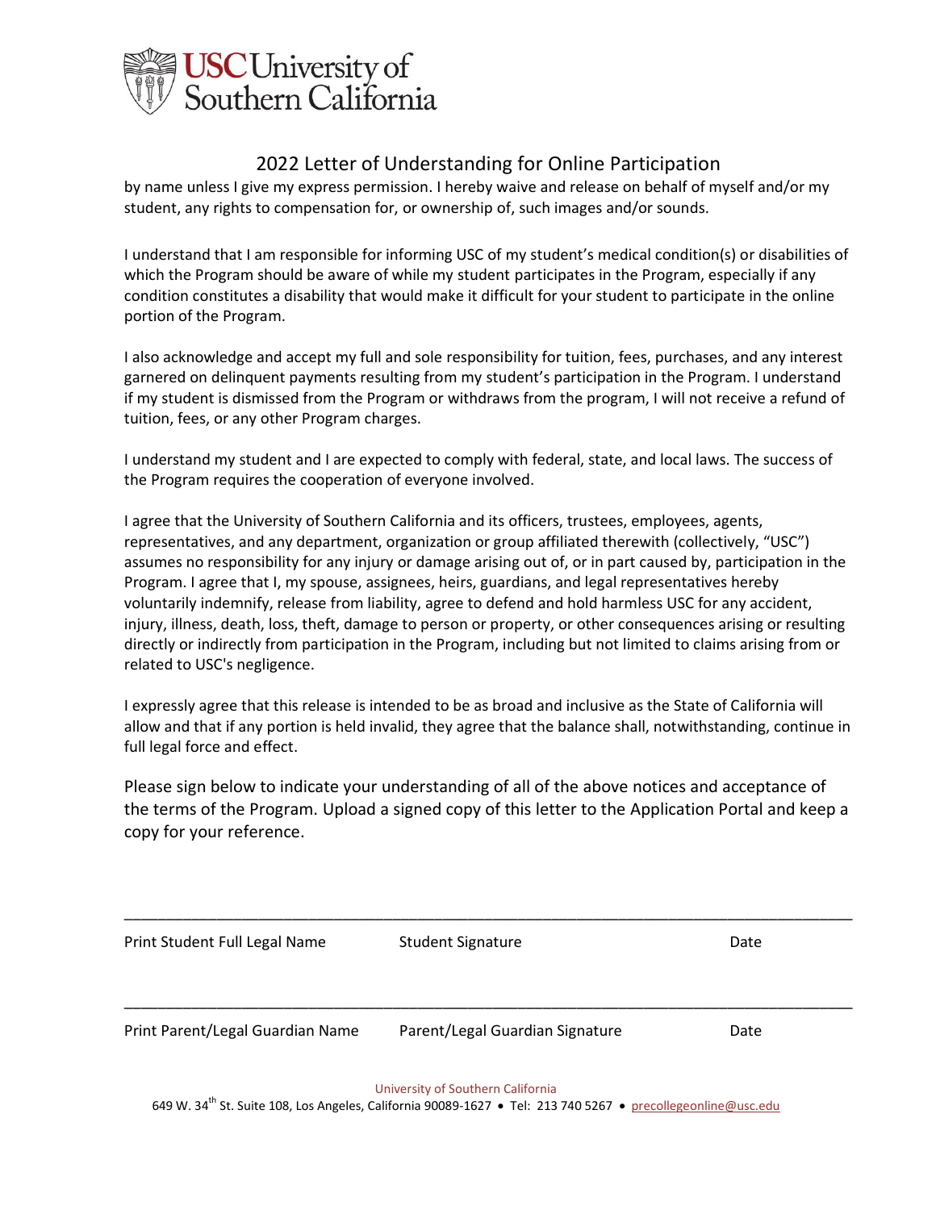## 2022 Letter of Understanding for Online Participation

by name unless I give my express permission. I hereby waive and release on behalf of myself and/or my student, any rights to compensation for, or ownership of, such images and/or sounds.

I understand that I am responsible for informing USC of my student's medical condition(s) or disabilities of which the Program should be aware of while my student participates in the Program, especially if any condition constitutes a disability that would make it difficult for your student to participate in the online portion of the Program.

I also acknowledge and accept my full and sole responsibility for tuition, fees, purchases, and any interest garnered on delinquent payments resulting from my student's participation in the Program. I understand if my student is dismissed from the Program or withdraws from the program, I will not receive a refund of tuition, fees, or any other Program charges.

I understand my student and I are expected to comply with federal, state, and local laws. The success of the Program requires the cooperation of everyone involved.

I agree that the University of Southern California and its officers, trustees, employees, agents, representatives, and any department, organization or group affiliated therewith (collectively, "USC") assumes no responsibility for any injury or damage arising out of, or in part caused by, participation in the Program. I agree that I, my spouse, assignees, heirs, guardians, and legal representatives hereby voluntarily indemnify, release from liability, agree to defend and hold harmless USC for any accident, injury, illness, death, loss, theft, damage to person or property, or other consequences arising or resulting directly or indirectly from participation in the Program, including but not limited to claims arising from or related to USC's negligence.

I expressly agree that this release is intended to be as broad and inclusive as the State of California will allow and that if any portion is held invalid, they agree that the balance shall, notwithstanding, continue in full legal force and effect.

Please sign below to indicate your understanding of all of the above notices and acceptance of the terms of the Program. Upload a signed copy of this letter to the Application Portal and keep a copy for your reference.

______________________________________________________________________________

Print Student Full Legal Name          Student Signature          Date

______________________________________________________________________________

Print Parent/Legal Guardian Name          Parent/Legal Guardian Signature          Date

University of Southern California
649 W. 34th St. Suite 108, Los Angeles, California 90089-1627 • Tel: 213 740 5267 • precollegeonline@usc.edu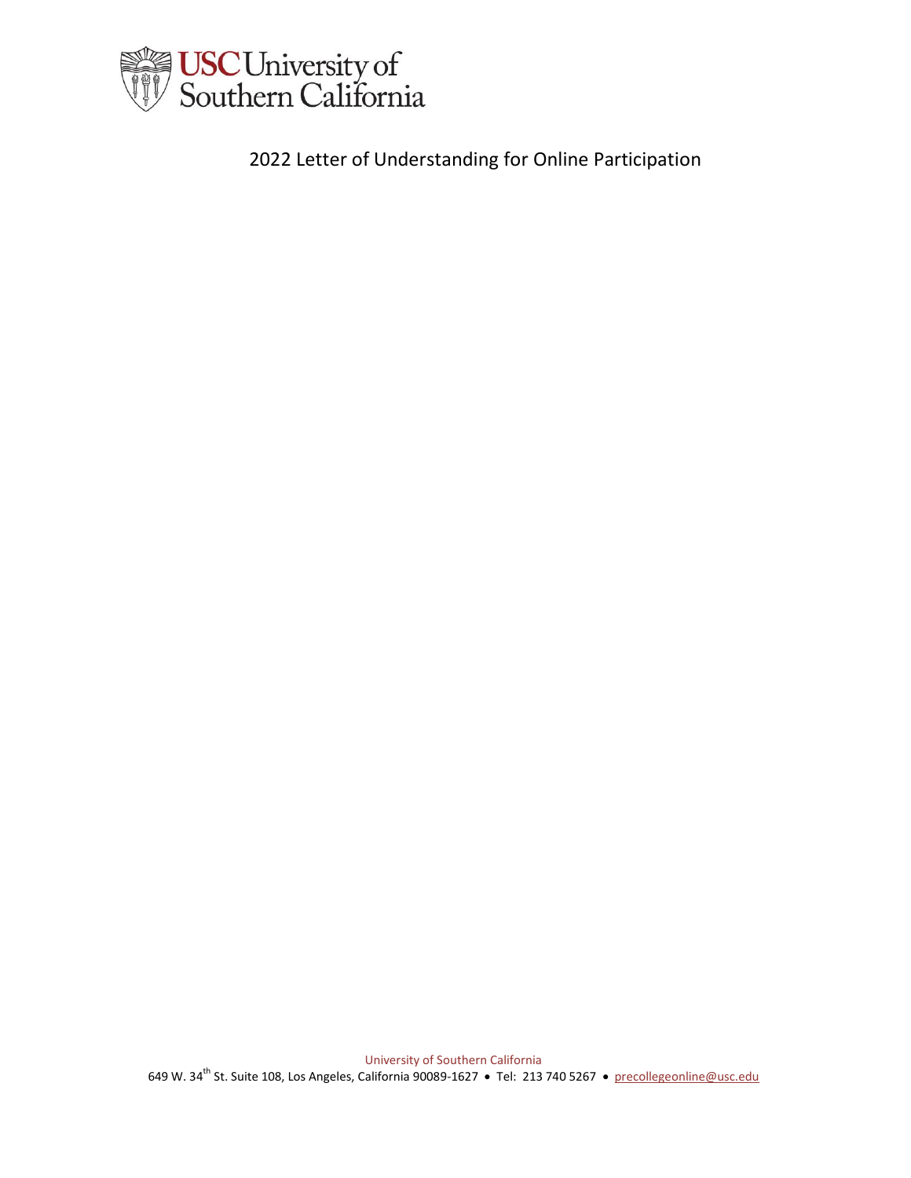2022 Letter of Understanding for Online Participation